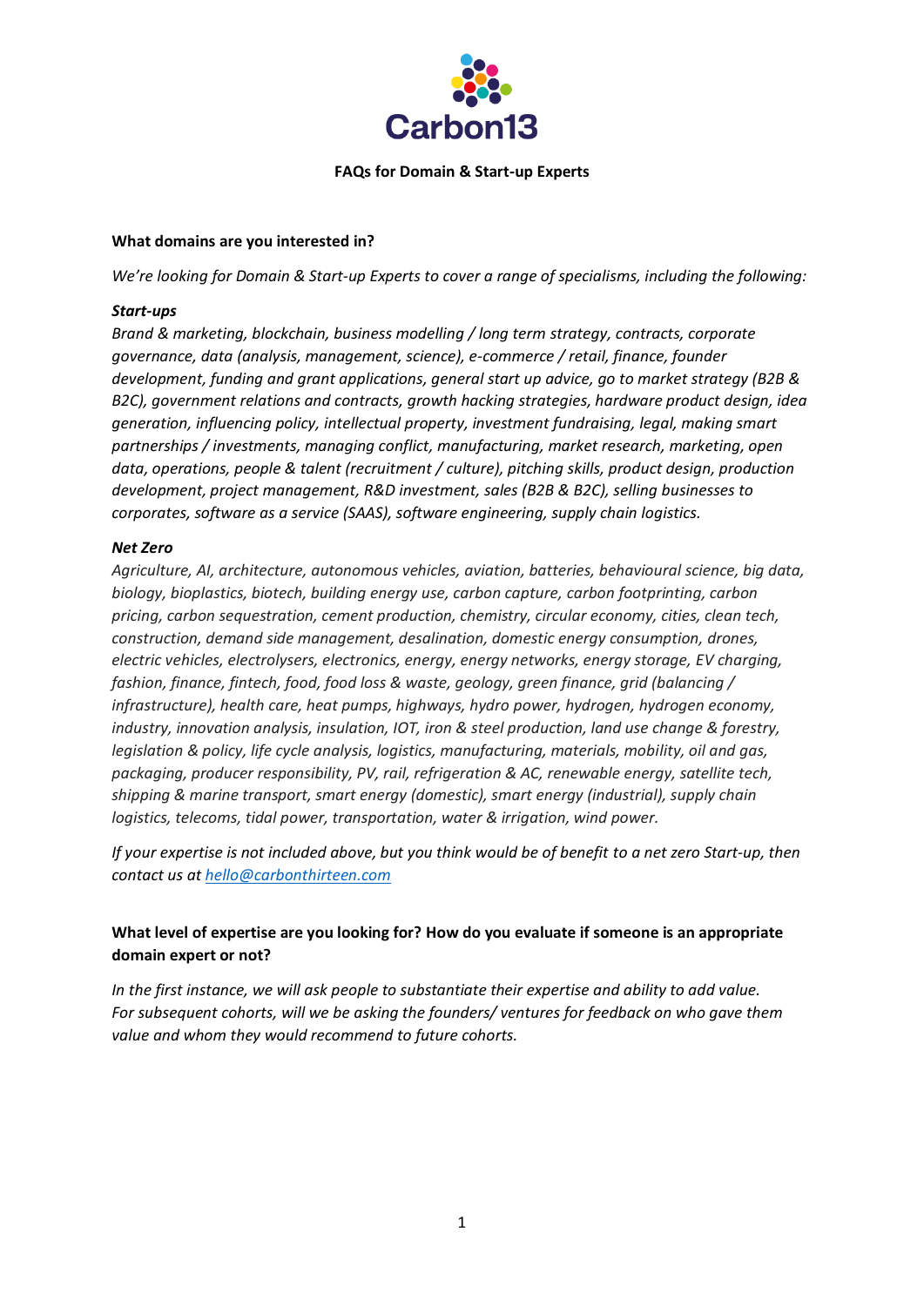Carbon13

**FAQs for Domain & Start-up Experts**

**What domains are you interested in?**

*We're looking for Domain & Start-up Experts to cover a range of specialisms, including the following:*

***Start-ups***

*Brand & marketing, blockchain, business modelling / long term strategy, contracts, corporate governance, data (analysis, management, science), e-commerce / retail, finance, founder development, funding and grant applications, general start up advice, go to market strategy (B2B & B2C), government relations and contracts, growth hacking strategies, hardware product design, idea generation, influencing policy, intellectual property, investment fundraising, legal, making smart partnerships / investments, managing conflict, manufacturing, market research, marketing, open data, operations, people & talent (recruitment / culture), pitching skills, product design, production development, project management, R&D investment, sales (B2B & B2C), selling businesses to corporates, software as a service (SAAS), software engineering, supply chain logistics.*

***Net Zero***

*Agriculture, AI, architecture, autonomous vehicles, aviation, batteries, behavioural science, big data, biology, bioplastics, biotech, building energy use, carbon capture, carbon footprinting, carbon pricing, carbon sequestration, cement production, chemistry, circular economy, cities, clean tech, construction, demand side management, desalination, domestic energy consumption, drones, electric vehicles, electrolysers, electronics, energy, energy networks, energy storage, EV charging, fashion, finance, fintech, food, food loss & waste, geology, green finance, grid (balancing / infrastructure), health care, heat pumps, highways, hydro power, hydrogen, hydrogen economy, industry, innovation analysis, insulation, IOT, iron & steel production, land use change & forestry, legislation & policy, life cycle analysis, logistics, manufacturing, materials, mobility, oil and gas, packaging, producer responsibility, PV, rail, refrigeration & AC, renewable energy, satellite tech, shipping & marine transport, smart energy (domestic), smart energy (industrial), supply chain logistics, telecoms, tidal power, transportation, water & irrigation, wind power.*

*If your expertise is not included above, but you think would be of benefit to a net zero Start-up, then contact us at [hello@carbonthirteen.com](mailto:hello@carbonthirteen.com)*

**What level of expertise are you looking for? How do you evaluate if someone is an appropriate domain expert or not?**

*In the first instance, we will ask people to substantiate their expertise and ability to add value. For subsequent cohorts, will we be asking the founders/ ventures for feedback on who gave them value and whom they would recommend to future cohorts.*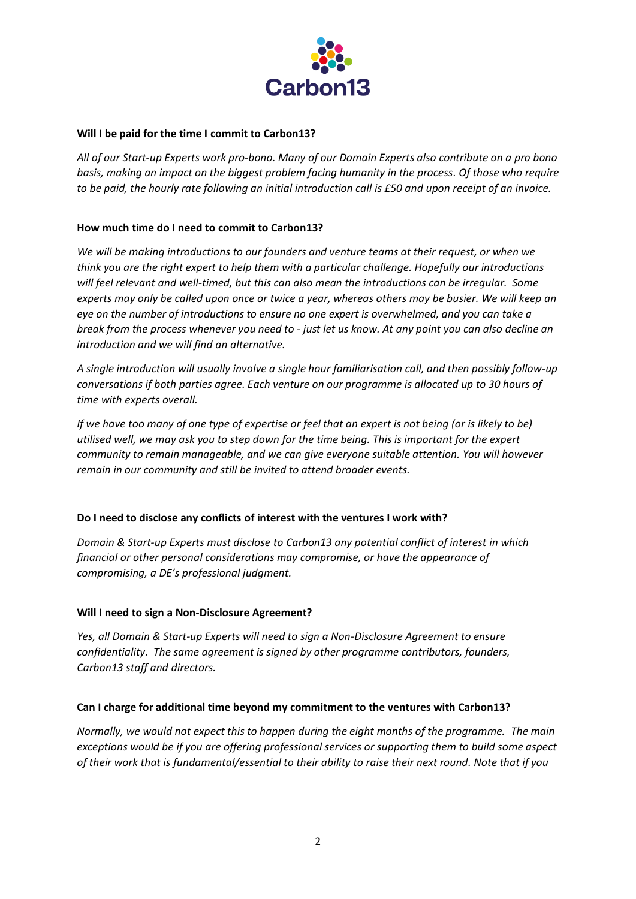**Will I be paid for the time I commit to Carbon13?**

*All of our Start-up Experts work pro-bono. Many of our Domain Experts also contribute on a pro bono basis, making an impact on the biggest problem facing humanity in the process. Of those who require to be paid, the hourly rate following an initial introduction call is £50 and upon receipt of an invoice.*

**How much time do I need to commit to Carbon13?**

*We will be making introductions to our founders and venture teams at their request, or when we think you are the right expert to help them with a particular challenge. Hopefully our introductions will feel relevant and well-timed, but this can also mean the introductions can be irregular. Some experts may only be called upon once or twice a year, whereas others may be busier. We will keep an eye on the number of introductions to ensure no one expert is overwhelmed, and you can take a break from the process whenever you need to - just let us know. At any point you can also decline an introduction and we will find an alternative.*

*A single introduction will usually involve a single hour familiarisation call, and then possibly follow-up conversations if both parties agree. Each venture on our programme is allocated up to 30 hours of time with experts overall.*

*If we have too many of one type of expertise or feel that an expert is not being (or is likely to be) utilised well, we may ask you to step down for the time being. This is important for the expert community to remain manageable, and we can give everyone suitable attention. You will however remain in our community and still be invited to attend broader events.*

**Do I need to disclose any conflicts of interest with the ventures I work with?**

*Domain & Start-up Experts must disclose to Carbon13 any potential conflict of interest in which financial or other personal considerations may compromise, or have the appearance of compromising, a DE's professional judgment.*

**Will I need to sign a Non-Disclosure Agreement?**

*Yes, all Domain & Start-up Experts will need to sign a Non-Disclosure Agreement to ensure confidentiality. The same agreement is signed by other programme contributors, founders, Carbon13 staff and directors.*

**Can I charge for additional time beyond my commitment to the ventures with Carbon13?**

*Normally, we would not expect this to happen during the eight months of the programme. The main exceptions would be if you are offering professional services or supporting them to build some aspect of their work that is fundamental/essential to their ability to raise their next round. Note that if you*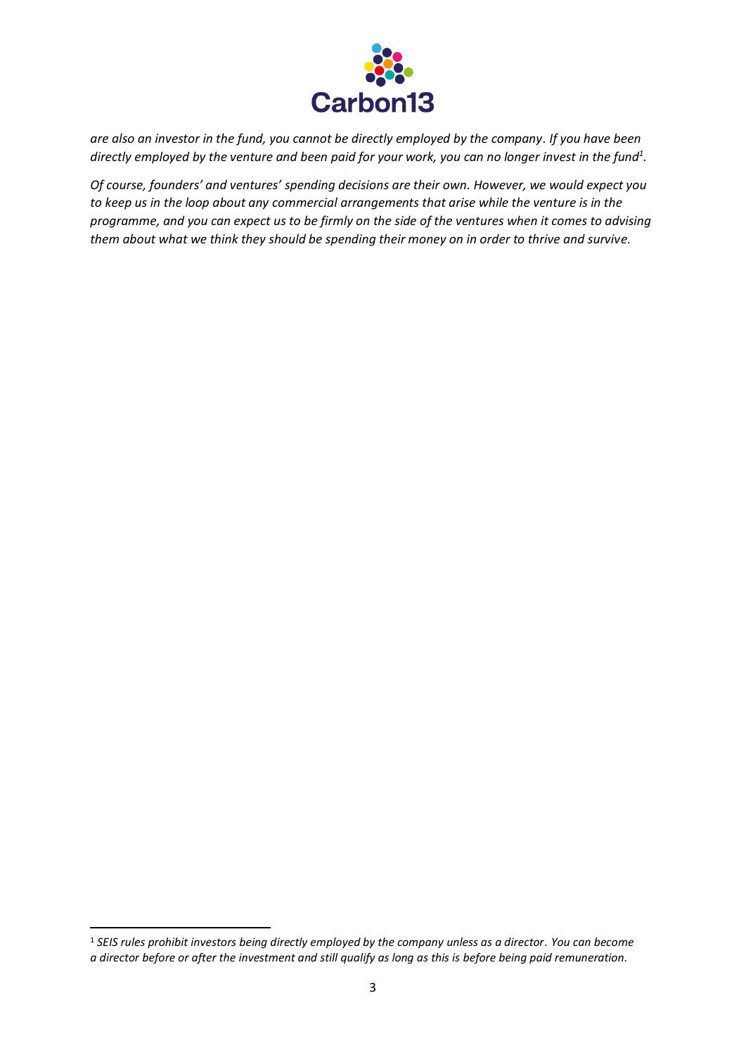*are also an investor in the fund, you cannot be directly employed by the company. If you have been directly employed by the venture and been paid for your work, you can no longer invest in the fund*[1].

*Of course, founders' and ventures' spending decisions are their own. However, we would expect you to keep us in the loop about any commercial arrangements that arise while the venture is in the programme, and you can expect us to be firmly on the side of the ventures when it comes to advising them about what we think they should be spending their money on in order to thrive and survive.*

[1] *SEIS rules prohibit investors being directly employed by the company unless as a director. You can become a director before or after the investment and still qualify as long as this is before being paid remuneration.*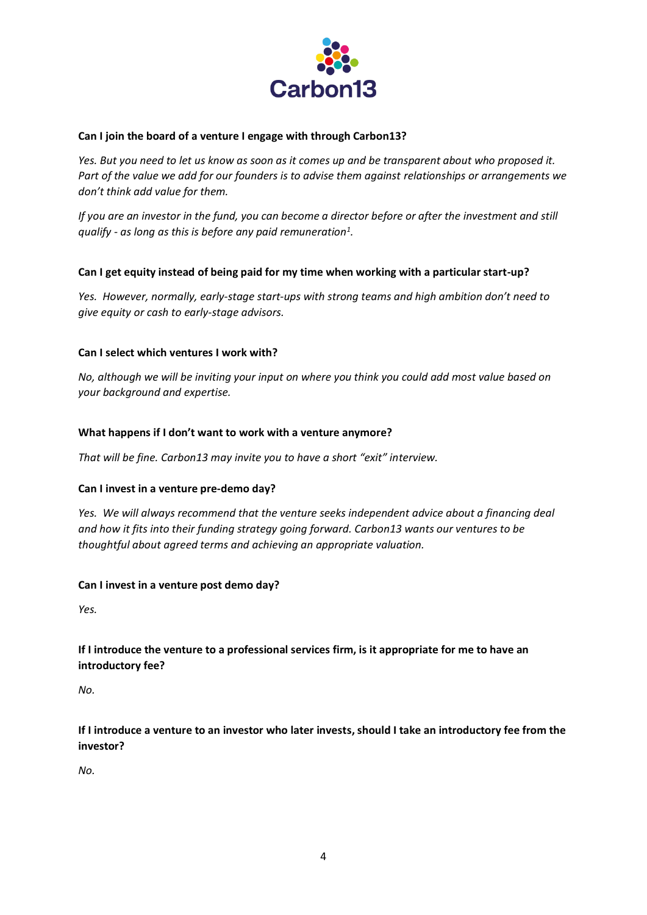**Can I join the board of a venture I engage with through Carbon13?**

*Yes. But you need to let us know as soon as it comes up and be transparent about who proposed it. Part of the value we add for our founders is to advise them against relationships or arrangements we don't think add value for them.*

*If you are an investor in the fund, you can become a director before or after the investment and still qualify - as long as this is before any paid remuneration[1].*

**Can I get equity instead of being paid for my time when working with a particular start-up?**

*Yes. However, normally, early-stage start-ups with strong teams and high ambition don't need to give equity or cash to early-stage advisors.*

**Can I select which ventures I work with?**

*No, although we will be inviting your input on where you think you could add most value based on your background and expertise.*

**What happens if I don't want to work with a venture anymore?**

*That will be fine. Carbon13 may invite you to have a short "exit" interview.*

**Can I invest in a venture pre-demo day?**

*Yes. We will always recommend that the venture seeks independent advice about a financing deal and how it fits into their funding strategy going forward. Carbon13 wants our ventures to be thoughtful about agreed terms and achieving an appropriate valuation.*

**Can I invest in a venture post demo day?**

*Yes.*

**If I introduce the venture to a professional services firm, is it appropriate for me to have an introductory fee?**

*No.*

**If I introduce a venture to an investor who later invests, should I take an introductory fee from the investor?**

*No.*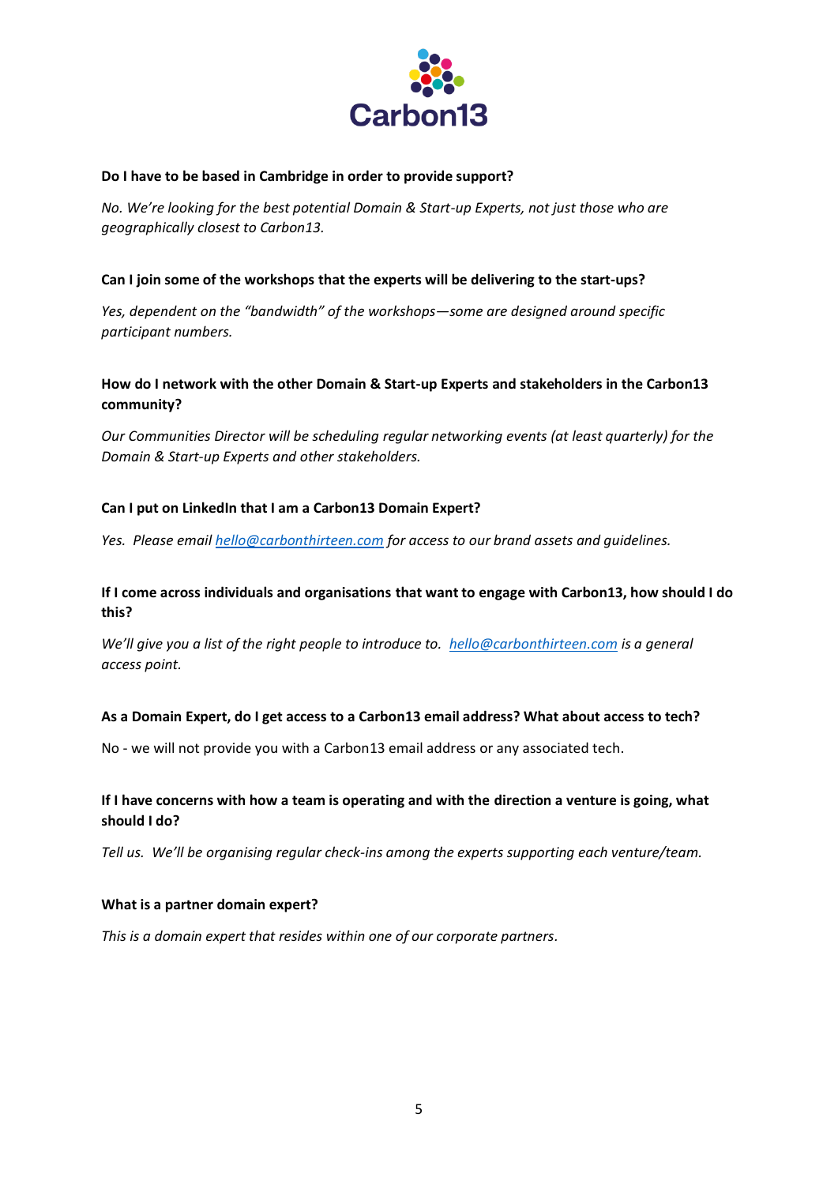**Do I have to be based in Cambridge in order to provide support?**

*No. We're looking for the best potential Domain & Start-up Experts, not just those who are geographically closest to Carbon13.*

**Can I join some of the workshops that the experts will be delivering to the start-ups?**

*Yes, dependent on the "bandwidth" of the workshops—some are designed around specific participant numbers.*

**How do I network with the other Domain & Start-up Experts and stakeholders in the Carbon13 community?**

*Our Communities Director will be scheduling regular networking events (at least quarterly) for the Domain & Start-up Experts and other stakeholders.*

**Can I put on LinkedIn that I am a Carbon13 Domain Expert?**

*Yes. Please email [hello@carbonthirteen.com](mailto:hello@carbonthirteen.com) for access to our brand assets and guidelines.*

**If I come across individuals and organisations that want to engage with Carbon13, how should I do this?**

*We'll give you a list of the right people to introduce to. [hello@carbonthirteen.com](mailto:hello@carbonthirteen.com) is a general access point.*

**As a Domain Expert, do I get access to a Carbon13 email address? What about access to tech?**

No - we will not provide you with a Carbon13 email address or any associated tech.

**If I have concerns with how a team is operating and with the direction a venture is going, what should I do?**

*Tell us. We'll be organising regular check-ins among the experts supporting each venture/team.*

**What is a partner domain expert?**

*This is a domain expert that resides within one of our corporate partners.*